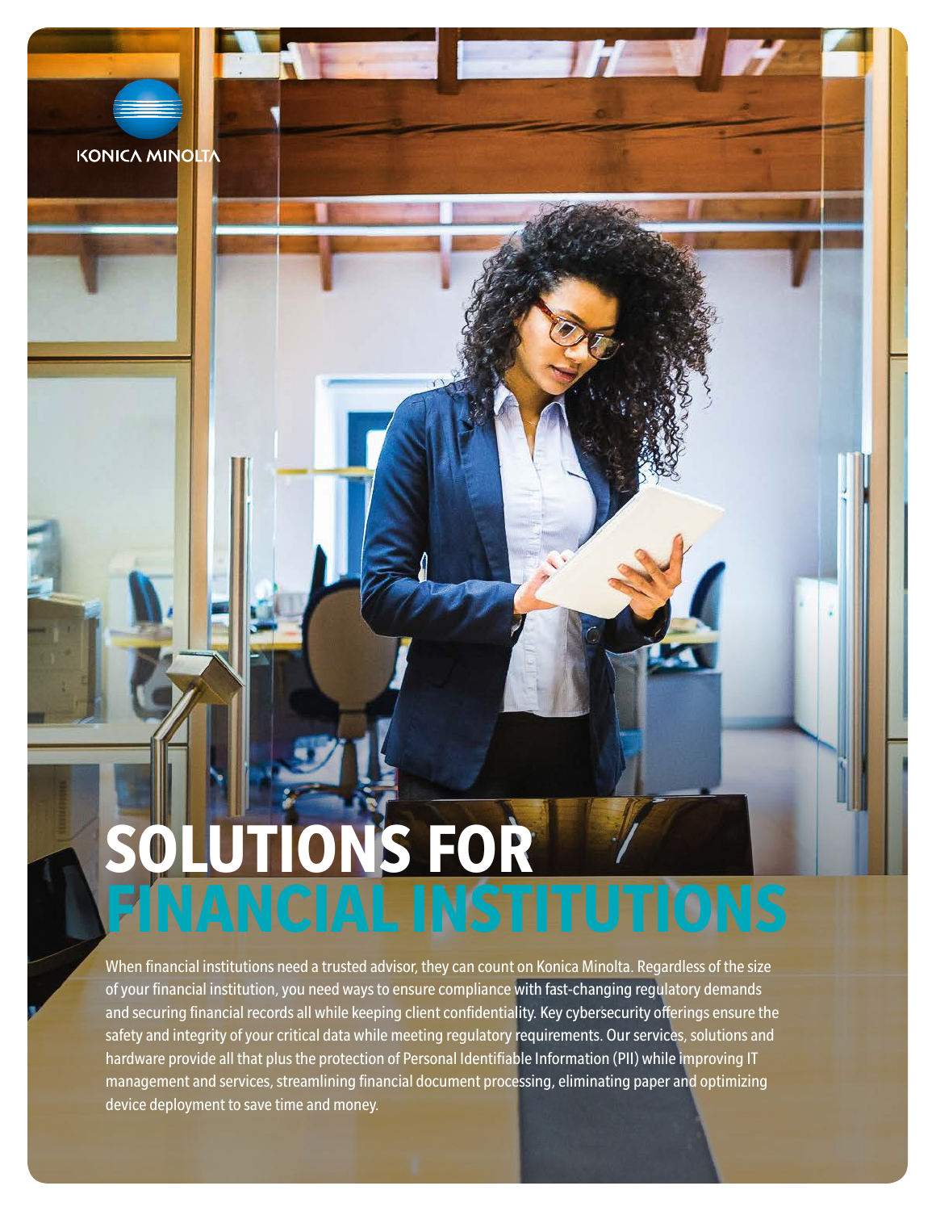KONICA MINOLTA

# SOLUTIONS FOR FINANCIAL INSTITUTIONS

When financial institutions need a trusted advisor, they can count on Konica Minolta. Regardless of the size of your financial institution, you need ways to ensure compliance with fast-changing regulatory demands and securing financial records all while keeping client confidentiality. Key cybersecurity offerings ensure the safety and integrity of your critical data while meeting regulatory requirements. Our services, solutions and hardware provide all that plus the protection of Personal Identifiable Information (PII) while improving IT management and services, streamlining financial document processing, eliminating paper and optimizing device deployment to save time and money.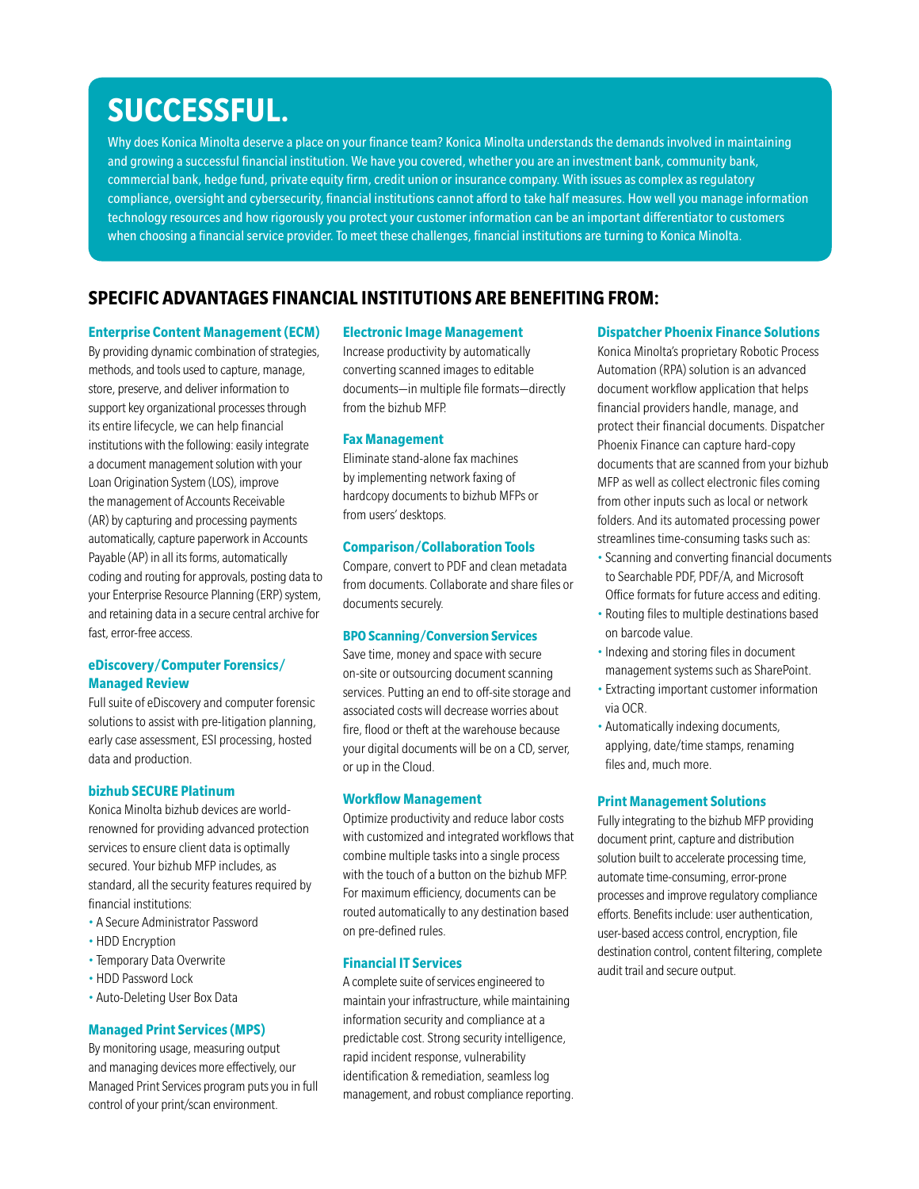# SUCCESSFUL.

Why does Konica Minolta deserve a place on your finance team? Konica Minolta understands the demands involved in maintaining and growing a successful financial institution. We have you covered, whether you are an investment bank, community bank, commercial bank, hedge fund, private equity firm, credit union or insurance company. With issues as complex as regulatory compliance, oversight and cybersecurity, financial institutions cannot afford to take half measures. How well you manage information technology resources and how rigorously you protect your customer information can be an important differentiator to customers when choosing a financial service provider. To meet these challenges, financial institutions are turning to Konica Minolta.

## SPECIFIC ADVANTAGES FINANCIAL INSTITUTIONS ARE BENEFITING FROM:

### Enterprise Content Management (ECM)

By providing dynamic combination of strategies, methods, and tools used to capture, manage, store, preserve, and deliver information to support key organizational processes through its entire lifecycle, we can help financial institutions with the following: easily integrate a document management solution with your Loan Origination System (LOS), improve the management of Accounts Receivable (AR) by capturing and processing payments automatically, capture paperwork in Accounts Payable (AP) in all its forms, automatically coding and routing for approvals, posting data to your Enterprise Resource Planning (ERP) system, and retaining data in a secure central archive for fast, error-free access.

### eDiscovery/Computer Forensics/ Managed Review

Full suite of eDiscovery and computer forensic solutions to assist with pre-litigation planning, early case assessment, ESI processing, hosted data and production.

### bizhub SECURE Platinum

Konica Minolta bizhub devices are world-renowned for providing advanced protection services to ensure client data is optimally secured. Your bizhub MFP includes, as standard, all the security features required by financial institutions:

- A Secure Administrator Password
- HDD Encryption
- Temporary Data Overwrite
- HDD Password Lock
- Auto-Deleting User Box Data

### Managed Print Services (MPS)

By monitoring usage, measuring output and managing devices more effectively, our Managed Print Services program puts you in full control of your print/scan environment.

### Electronic Image Management

Increase productivity by automatically converting scanned images to editable documents—in multiple file formats—directly from the bizhub MFP.

### Fax Management

Eliminate stand-alone fax machines by implementing network faxing of hardcopy documents to bizhub MFPs or from users' desktops.

### Comparison/Collaboration Tools

Compare, convert to PDF and clean metadata from documents. Collaborate and share files or documents securely.

### BPO Scanning/Conversion Services

Save time, money and space with secure on-site or outsourcing document scanning services. Putting an end to off-site storage and associated costs will decrease worries about fire, flood or theft at the warehouse because your digital documents will be on a CD, server, or up in the Cloud.

### Workflow Management

Optimize productivity and reduce labor costs with customized and integrated workflows that combine multiple tasks into a single process with the touch of a button on the bizhub MFP. For maximum efficiency, documents can be routed automatically to any destination based on pre-defined rules.

### Financial IT Services

A complete suite of services engineered to maintain your infrastructure, while maintaining information security and compliance at a predictable cost. Strong security intelligence, rapid incident response, vulnerability identification & remediation, seamless log management, and robust compliance reporting.

### Dispatcher Phoenix Finance Solutions

Konica Minolta's proprietary Robotic Process Automation (RPA) solution is an advanced document workflow application that helps financial providers handle, manage, and protect their financial documents. Dispatcher Phoenix Finance can capture hard-copy documents that are scanned from your bizhub MFP as well as collect electronic files coming from other inputs such as local or network folders. And its automated processing power streamlines time-consuming tasks such as:

- Scanning and converting financial documents to Searchable PDF, PDF/A, and Microsoft Office formats for future access and editing.
- Routing files to multiple destinations based on barcode value.
- Indexing and storing files in document management systems such as SharePoint.
- Extracting important customer information via OCR.
- Automatically indexing documents, applying, date/time stamps, renaming files and, much more.

### Print Management Solutions

Fully integrating to the bizhub MFP providing document print, capture and distribution solution built to accelerate processing time, automate time-consuming, error-prone processes and improve regulatory compliance efforts. Benefits include: user authentication, user-based access control, encryption, file destination control, content filtering, complete audit trail and secure output.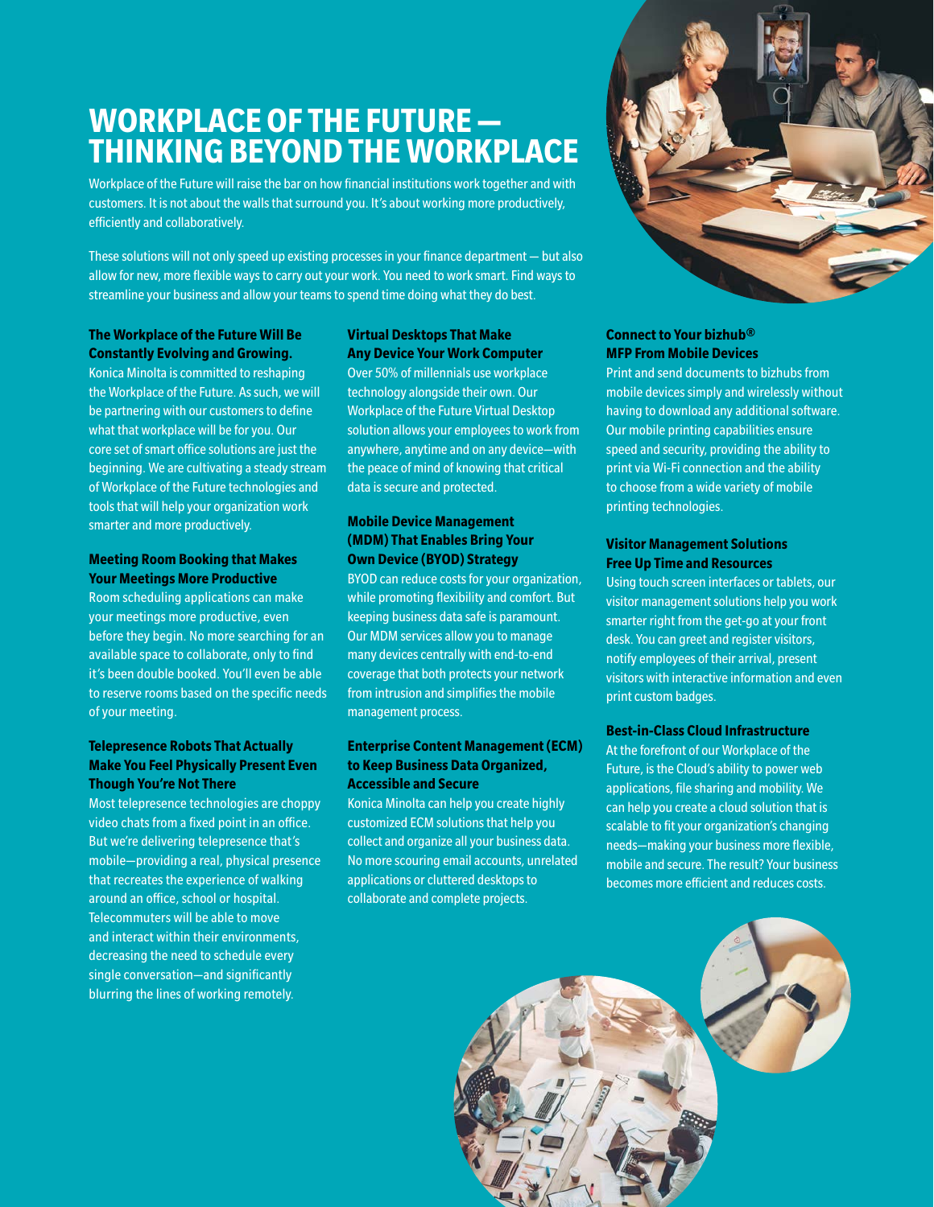# WORKPLACE OF THE FUTURE — THINKING BEYOND THE WORKPLACE

Workplace of the Future will raise the bar on how financial institutions work together and with customers. It is not about the walls that surround you. It's about working more productively, efficiently and collaboratively.

These solutions will not only speed up existing processes in your finance department — but also allow for new, more flexible ways to carry out your work. You need to work smart. Find ways to streamline your business and allow your teams to spend time doing what they do best.

### The Workplace of the Future Will Be Constantly Evolving and Growing.

Konica Minolta is committed to reshaping the Workplace of the Future. As such, we will be partnering with our customers to define what that workplace will be for you. Our core set of smart office solutions are just the beginning. We are cultivating a steady stream of Workplace of the Future technologies and tools that will help your organization work smarter and more productively.

### Meeting Room Booking that Makes Your Meetings More Productive

Room scheduling applications can make your meetings more productive, even before they begin. No more searching for an available space to collaborate, only to find it's been double booked. You'll even be able to reserve rooms based on the specific needs of your meeting.

### Telepresence Robots That Actually Make You Feel Physically Present Even Though You're Not There

Most telepresence technologies are choppy video chats from a fixed point in an office. But we're delivering telepresence that's mobile—providing a real, physical presence that recreates the experience of walking around an office, school or hospital. Telecommuters will be able to move and interact within their environments, decreasing the need to schedule every single conversation—and significantly blurring the lines of working remotely.

### Virtual Desktops That Make Any Device Your Work Computer

Over 50% of millennials use workplace technology alongside their own. Our Workplace of the Future Virtual Desktop solution allows your employees to work from anywhere, anytime and on any device—with the peace of mind of knowing that critical data is secure and protected.

### Mobile Device Management (MDM) That Enables Bring Your Own Device (BYOD) Strategy

BYOD can reduce costs for your organization, while promoting flexibility and comfort. But keeping business data safe is paramount. Our MDM services allow you to manage many devices centrally with end-to-end coverage that both protects your network from intrusion and simplifies the mobile management process.

### Enterprise Content Management (ECM) to Keep Business Data Organized, Accessible and Secure

Konica Minolta can help you create highly customized ECM solutions that help you collect and organize all your business data. No more scouring email accounts, unrelated applications or cluttered desktops to collaborate and complete projects.

### Connect to Your bizhub® MFP From Mobile Devices

Print and send documents to bizhubs from mobile devices simply and wirelessly without having to download any additional software. Our mobile printing capabilities ensure speed and security, providing the ability to print via Wi-Fi connection and the ability to choose from a wide variety of mobile printing technologies.

### Visitor Management Solutions Free Up Time and Resources

Using touch screen interfaces or tablets, our visitor management solutions help you work smarter right from the get-go at your front desk. You can greet and register visitors, notify employees of their arrival, present visitors with interactive information and even print custom badges.

### Best-in-Class Cloud Infrastructure

At the forefront of our Workplace of the Future, is the Cloud's ability to power web applications, file sharing and mobility. We can help you create a cloud solution that is scalable to fit your organization's changing needs—making your business more flexible, mobile and secure. The result? Your business becomes more efficient and reduces costs.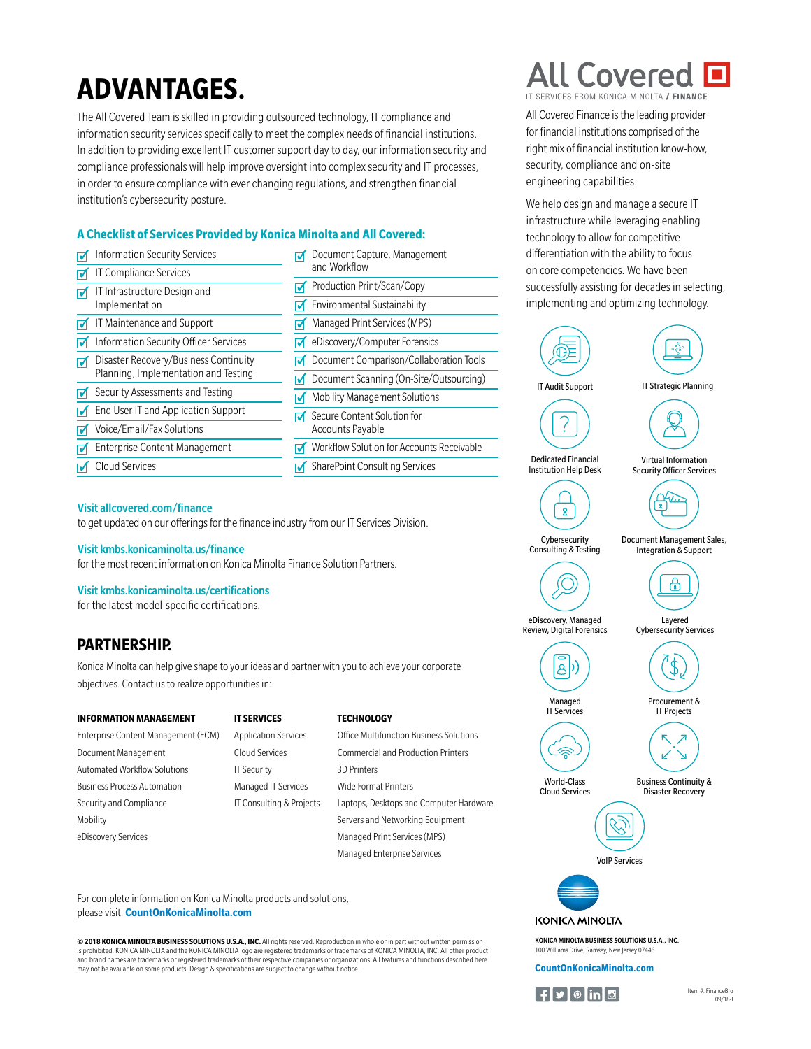# ADVANTAGES.

The All Covered Team is skilled in providing outsourced technology, IT compliance and information security services specifically to meet the complex needs of financial institutions. In addition to providing excellent IT customer support day to day, our information security and compliance professionals will help improve oversight into complex security and IT processes, in order to ensure compliance with ever changing regulations, and strengthen financial institution's cybersecurity posture.

### A Checklist of Services Provided by Konica Minolta and All Covered:

- Information Security Services
- IT Compliance Services
- IT Infrastructure Design and Implementation
- IT Maintenance and Support
- Information Security Officer Services
- Disaster Recovery/Business Continuity Planning, Implementation and Testing
- Security Assessments and Testing
- End User IT and Application Support
- Voice/Email/Fax Solutions
- Enterprise Content Management
- Cloud Services
- Document Capture, Management and Workflow
- Production Print/Scan/Copy
- Environmental Sustainability
- Managed Print Services (MPS)
- eDiscovery/Computer Forensics
- Document Comparison/Collaboration Tools
- Document Scanning (On-Site/Outsourcing)
- Mobility Management Solutions
- Secure Content Solution for Accounts Payable
- Workflow Solution for Accounts Receivable
- SharePoint Consulting Services

**Visit allcovered.com/finance**
to get updated on our offerings for the finance industry from our IT Services Division.

**Visit kmbs.konicaminolta.us/finance**
for the most recent information on Konica Minolta Finance Solution Partners.

**Visit kmbs.konicaminolta.us/certifications**
for the latest model-specific certifications.

## PARTNERSHIP.

Konica Minolta can help give shape to your ideas and partner with you to achieve your corporate objectives. Contact us to realize opportunities in:

**INFORMATION MANAGEMENT**
- Enterprise Content Management (ECM)
- Document Management
- Automated Workflow Solutions
- Business Process Automation
- Security and Compliance
- Mobility
- eDiscovery Services

**IT SERVICES**
- Application Services
- Cloud Services
- IT Security
- Managed IT Services
- IT Consulting & Projects

**TECHNOLOGY**
- Office Multifunction Business Solutions
- Commercial and Production Printers
- 3D Printers
- Wide Format Printers
- Laptops, Desktops and Computer Hardware
- Servers and Networking Equipment
- Managed Print Services (MPS)
- Managed Enterprise Services

For complete information on Konica Minolta products and solutions, please visit: **CountOnKonicaMinolta.com**

**© 2018 KONICA MINOLTA BUSINESS SOLUTIONS U.S.A., INC.** All rights reserved. Reproduction in whole or in part without written permission is prohibited. KONICA MINOLTA and the KONICA MINOLTA logo are registered trademarks or trademarks of KONICA MINOLTA, INC. All other product and brand names are trademarks or registered trademarks of their respective companies or organizations. All features and functions described here may not be available on some products. Design & specifications are subject to change without notice.

## All Covered

IT SERVICES FROM KONICA MINOLTA / FINANCE

All Covered Finance is the leading provider for financial institutions comprised of the right mix of financial institution know-how, security, compliance and on-site engineering capabilities.

We help design and manage a secure IT infrastructure while leveraging enabling technology to allow for competitive differentiation with the ability to focus on core competencies. We have been successfully assisting for decades in selecting, implementing and optimizing technology.

- IT Audit Support
- IT Strategic Planning
- Dedicated Financial Institution Help Desk
- Virtual Information Security Officer Services
- Cybersecurity Consulting & Testing
- Document Management Sales, Integration & Support
- eDiscovery, Managed Review, Digital Forensics
- Layered Cybersecurity Services
- Managed IT Services
- Procurement & IT Projects
- World-Class Cloud Services
- Business Continuity & Disaster Recovery
- VoIP Services

KONICA MINOLTA

**KONICA MINOLTA BUSINESS SOLUTIONS U.S.A., INC.**
100 Williams Drive, Ramsey, New Jersey 07446

**CountOnKonicaMinolta.com**

Item #: FinanceBro
09/18-I